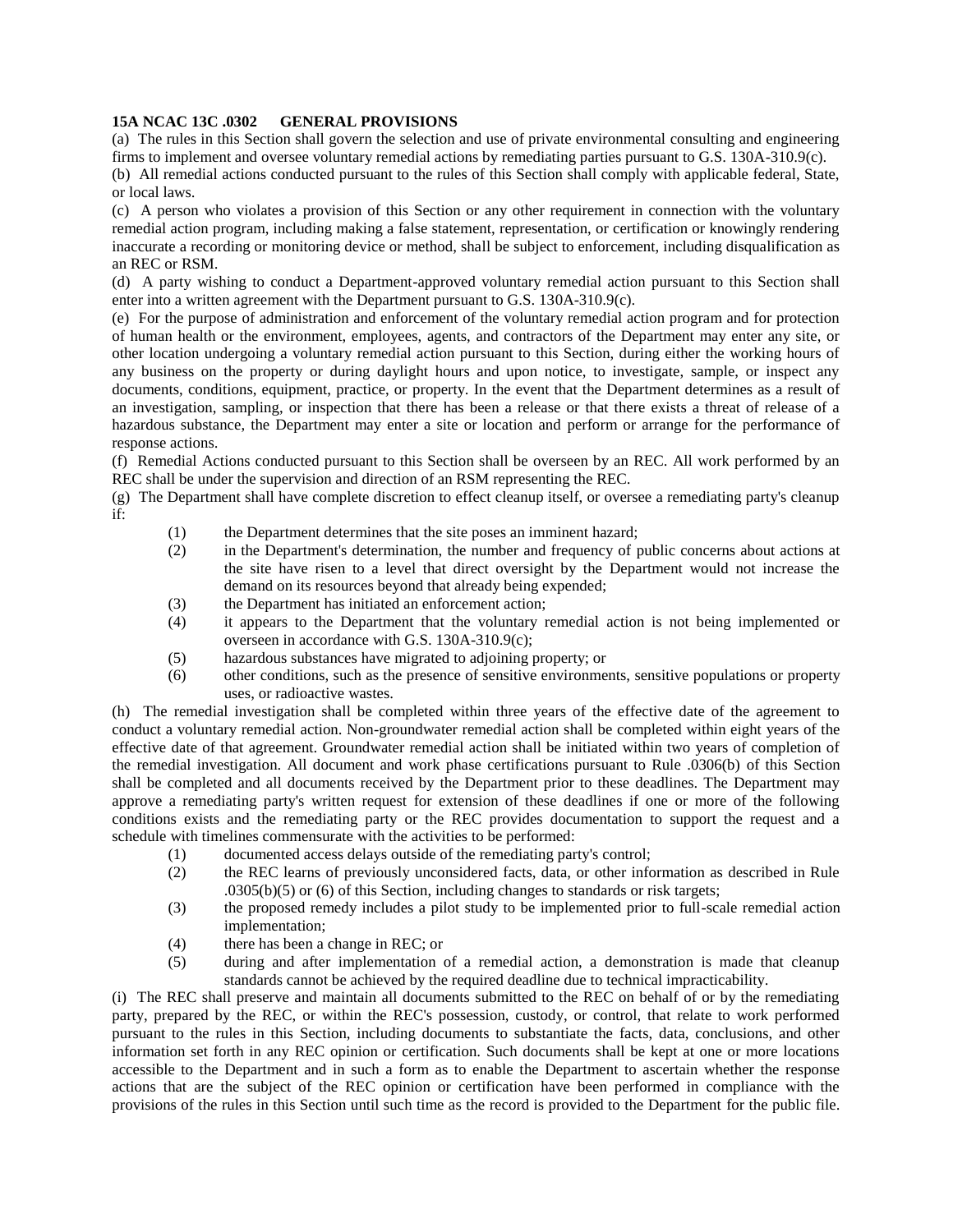**15A NCAC 13C .0302 GENERAL PROVISIONS**

(a) The rules in this Section shall govern the selection and use of private environmental consulting and engineering firms to implement and oversee voluntary remedial actions by remediating parties pursuant to G.S. 130A-310.9(c).

(b) All remedial actions conducted pursuant to the rules of this Section shall comply with applicable federal, State, or local laws.

(c) A person who violates a provision of this Section or any other requirement in connection with the voluntary remedial action program, including making a false statement, representation, or certification or knowingly rendering inaccurate a recording or monitoring device or method, shall be subject to enforcement, including disqualification as an REC or RSM.

(d) A party wishing to conduct a Department-approved voluntary remedial action pursuant to this Section shall enter into a written agreement with the Department pursuant to G.S. 130A-310.9(c).

(e) For the purpose of administration and enforcement of the voluntary remedial action program and for protection of human health or the environment, employees, agents, and contractors of the Department may enter any site, or other location undergoing a voluntary remedial action pursuant to this Section, during either the working hours of any business on the property or during daylight hours and upon notice, to investigate, sample, or inspect any documents, conditions, equipment, practice, or property. In the event that the Department determines as a result of an investigation, sampling, or inspection that there has been a release or that there exists a threat of release of a hazardous substance, the Department may enter a site or location and perform or arrange for the performance of response actions.

(f) Remedial Actions conducted pursuant to this Section shall be overseen by an REC. All work performed by an REC shall be under the supervision and direction of an RSM representing the REC.

(g) The Department shall have complete discretion to effect cleanup itself, or oversee a remediating party's cleanup if:

(1) the Department determines that the site poses an imminent hazard;

(2) in the Department's determination, the number and frequency of public concerns about actions at the site have risen to a level that direct oversight by the Department would not increase the demand on its resources beyond that already being expended;

(3) the Department has initiated an enforcement action;

(4) it appears to the Department that the voluntary remedial action is not being implemented or overseen in accordance with G.S. 130A-310.9(c);

(5) hazardous substances have migrated to adjoining property; or

(6) other conditions, such as the presence of sensitive environments, sensitive populations or property uses, or radioactive wastes.

(h) The remedial investigation shall be completed within three years of the effective date of the agreement to conduct a voluntary remedial action. Non-groundwater remedial action shall be completed within eight years of the effective date of that agreement. Groundwater remedial action shall be initiated within two years of completion of the remedial investigation. All document and work phase certifications pursuant to Rule .0306(b) of this Section shall be completed and all documents received by the Department prior to these deadlines. The Department may approve a remediating party's written request for extension of these deadlines if one or more of the following conditions exists and the remediating party or the REC provides documentation to support the request and a schedule with timelines commensurate with the activities to be performed:

(1) documented access delays outside of the remediating party's control;

(2) the REC learns of previously unconsidered facts, data, or other information as described in Rule .0305(b)(5) or (6) of this Section, including changes to standards or risk targets;

(3) the proposed remedy includes a pilot study to be implemented prior to full-scale remedial action implementation;

(4) there has been a change in REC; or

(5) during and after implementation of a remedial action, a demonstration is made that cleanup standards cannot be achieved by the required deadline due to technical impracticability.

(i) The REC shall preserve and maintain all documents submitted to the REC on behalf of or by the remediating party, prepared by the REC, or within the REC's possession, custody, or control, that relate to work performed pursuant to the rules in this Section, including documents to substantiate the facts, data, conclusions, and other information set forth in any REC opinion or certification. Such documents shall be kept at one or more locations accessible to the Department and in such a form as to enable the Department to ascertain whether the response actions that are the subject of the REC opinion or certification have been performed in compliance with the provisions of the rules in this Section until such time as the record is provided to the Department for the public file.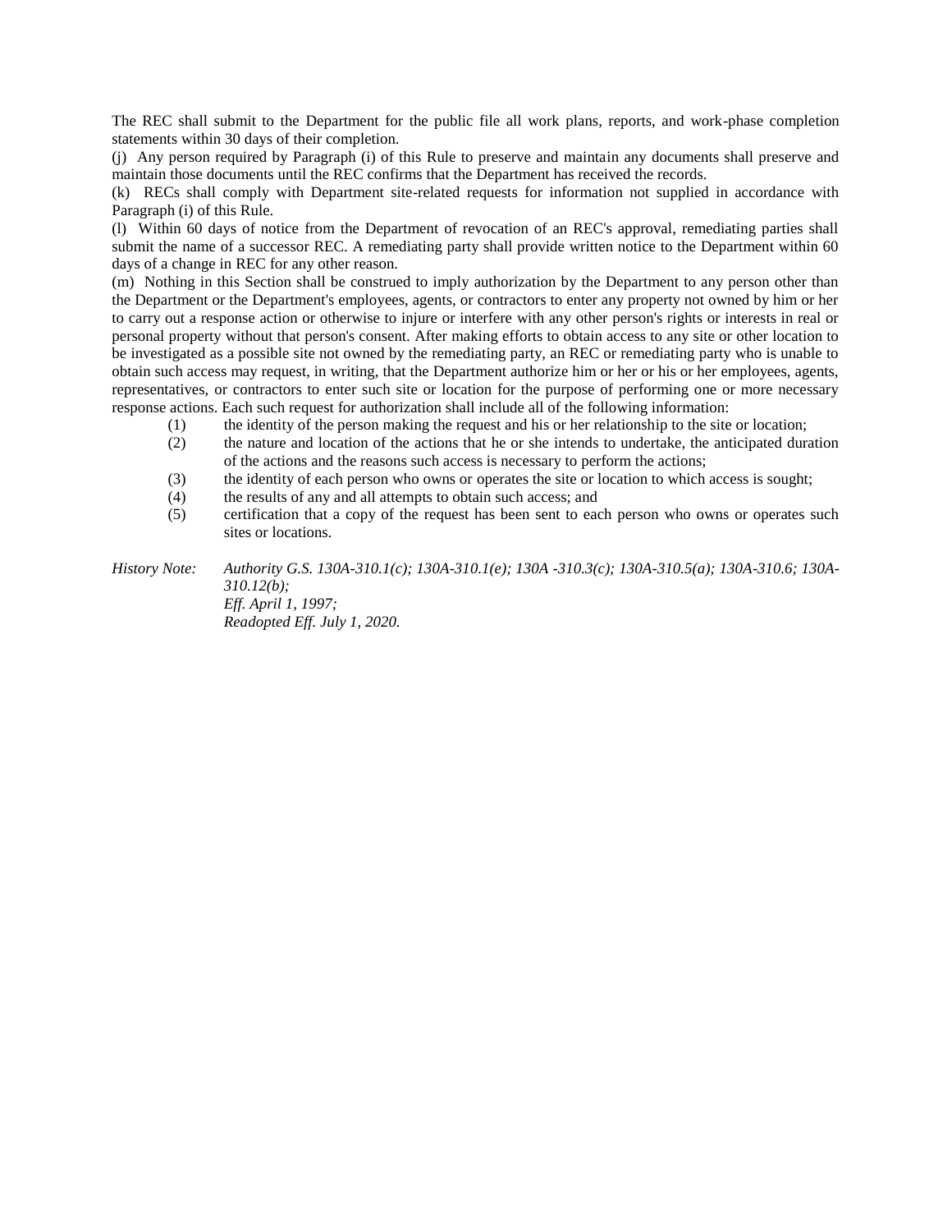The REC shall submit to the Department for the public file all work plans, reports, and work-phase completion statements within 30 days of their completion.

(j) Any person required by Paragraph (i) of this Rule to preserve and maintain any documents shall preserve and maintain those documents until the REC confirms that the Department has received the records.

(k) RECs shall comply with Department site-related requests for information not supplied in accordance with Paragraph (i) of this Rule.

(l) Within 60 days of notice from the Department of revocation of an REC's approval, remediating parties shall submit the name of a successor REC. A remediating party shall provide written notice to the Department within 60 days of a change in REC for any other reason.

(m) Nothing in this Section shall be construed to imply authorization by the Department to any person other than the Department or the Department's employees, agents, or contractors to enter any property not owned by him or her to carry out a response action or otherwise to injure or interfere with any other person's rights or interests in real or personal property without that person's consent. After making efforts to obtain access to any site or other location to be investigated as a possible site not owned by the remediating party, an REC or remediating party who is unable to obtain such access may request, in writing, that the Department authorize him or her or his or her employees, agents, representatives, or contractors to enter such site or location for the purpose of performing one or more necessary response actions. Each such request for authorization shall include all of the following information:

(1) the identity of the person making the request and his or her relationship to the site or location;

(2) the nature and location of the actions that he or she intends to undertake, the anticipated duration of the actions and the reasons such access is necessary to perform the actions;

(3) the identity of each person who owns or operates the site or location to which access is sought;

(4) the results of any and all attempts to obtain such access; and

(5) certification that a copy of the request has been sent to each person who owns or operates such sites or locations.

*History Note: Authority G.S. 130A-310.1(c); 130A-310.1(e); 130A -310.3(c); 130A-310.5(a); 130A-310.6; 130A-310.12(b);*
*Eff. April 1, 1997;*
*Readopted Eff. July 1, 2020.*